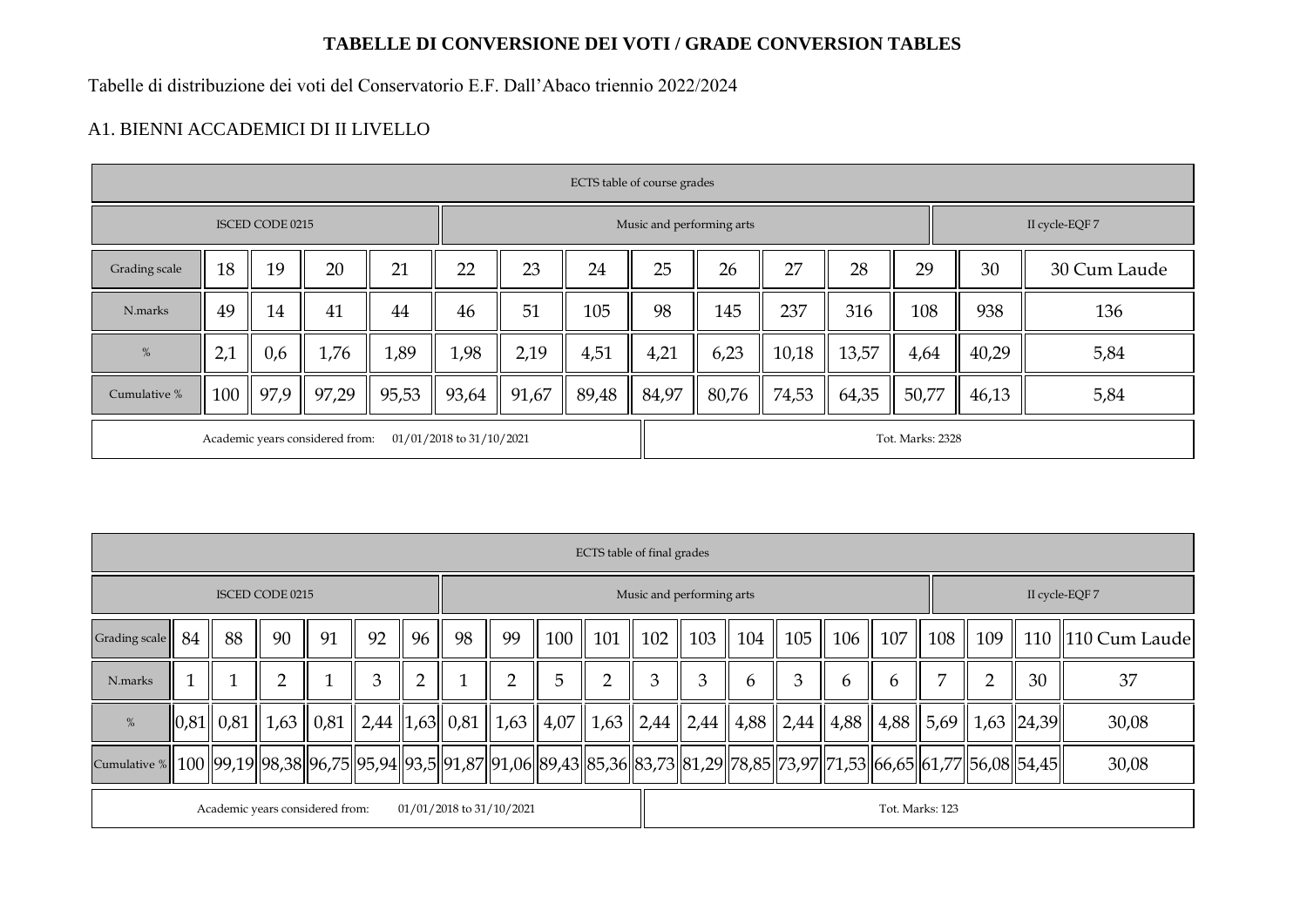# TABELLE DI CONVERSIONE DEI VOTI / GRADE CONVERSION TABLES

Tabelle di distribuzione dei voti del Conservatorio E.F. Dall'Abaco triennio 2022/2024

## A1. BIENNI ACCADEMICI DI II LIVELLO

| ECTS table of course grades | | | | | | | | | | | | | | |
|---|---|---|---|---|---|---|---|---|---|---|---|---|---|---|
| ISCED CODE 0215 | | | | | Music and performing arts | | | | | | | | II cycle-EQF 7 | |
| Grading scale | 18 | 19 | 20 | 21 | 22 | 23 | 24 | 25 | 26 | 27 | 28 | 29 | 30 | 30 Cum Laude |
| N.marks | 49 | 14 | 41 | 44 | 46 | 51 | 105 | 98 | 145 | 237 | 316 | 108 | 938 | 136 |
| % | 2,1 | 0,6 | 1,76 | 1,89 | 1,98 | 2,19 | 4,51 | 4,21 | 6,23 | 10,18 | 13,57 | 4,64 | 40,29 | 5,84 |
| Cumulative % | 100 | 97,9 | 97,29 | 95,53 | 93,64 | 91,67 | 89,48 | 84,97 | 80,76 | 74,53 | 64,35 | 50,77 | 46,13 | 5,84 |
| Academic years considered from: 01/01/2018 to 31/10/2021 | | | | | | | | Tot. Marks: 2328 | | | | | | |

| ECTS table of final grades | | | | | | | | | | | | | | | | | | | | |
|---|---|---|---|---|---|---|---|---|---|---|---|---|---|---|---|---|---|---|---|---|
| ISCED CODE 0215 | | | | | | | Music and performing arts | | | | | | | | | | II cycle-EQF 7 | | | |
| Grading scale | 84 | 88 | 90 | 91 | 92 | 96 | 98 | 99 | 100 | 101 | 102 | 103 | 104 | 105 | 106 | 107 | 108 | 109 | 110 | 110 Cum Laude |
| N.marks | 1 | 1 | 2 | 1 | 3 | 2 | 1 | 2 | 5 | 2 | 3 | 3 | 6 | 3 | 6 | 6 | 7 | 2 | 30 | 37 |
| % | 0,81 | 0,81 | 1,63 | 0,81 | 2,44 | 1,63 | 0,81 | 1,63 | 4,07 | 1,63 | 2,44 | 2,44 | 4,88 | 2,44 | 4,88 | 4,88 | 5,69 | 1,63 | 24,39 | 30,08 |
| Cumulative % | 100 | 99,19 | 98,38 | 96,75 | 95,94 | 93,5 | 91,87 | 91,06 | 89,43 | 85,36 | 83,73 | 81,29 | 78,85 | 73,97 | 71,53 | 66,65 | 61,77 | 56,08 | 54,45 | 30,08 |
| Academic years considered from: 01/01/2018 to 31/10/2021 | | | | | | | | | | | Tot. Marks: 123 | | | | | | | | | |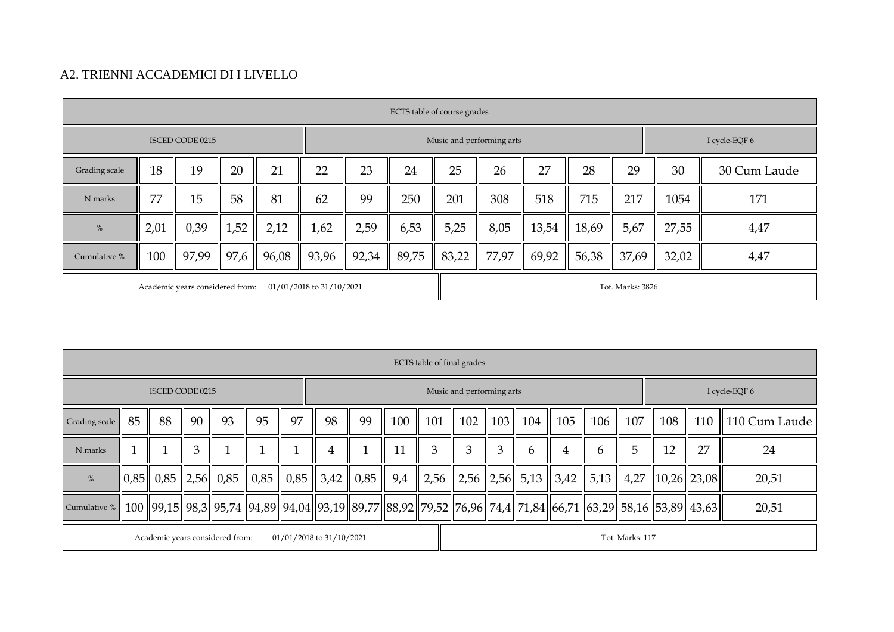## A2. TRIENNI ACCADEMICI DI I LIVELLO

| ECTS table of course grades | | | | | | | | | | | | | | |
|---|---|---|---|---|---|---|---|---|---|---|---|---|---|---|
| ISCED CODE 0215 | | | | | Music and performing arts | | | | | | | | I cycle-EQF 6 | |
| Grading scale | 18 | 19 | 20 | 21 | 22 | 23 | 24 | 25 | 26 | 27 | 28 | 29 | 30 | 30 Cum Laude |
| N.marks | 77 | 15 | 58 | 81 | 62 | 99 | 250 | 201 | 308 | 518 | 715 | 217 | 1054 | 171 |
| % | 2,01 | 0,39 | 1,52 | 2,12 | 1,62 | 2,59 | 6,53 | 5,25 | 8,05 | 13,54 | 18,69 | 5,67 | 27,55 | 4,47 |
| Cumulative % | 100 | 97,99 | 97,6 | 96,08 | 93,96 | 92,34 | 89,75 | 83,22 | 77,97 | 69,92 | 56,38 | 37,69 | 32,02 | 4,47 |
| Academic years considered from: 01/01/2018 to 31/10/2021 | | | | | | | Tot. Marks: 3826 | | | | | | | |

| ECTS table of final grades | | | | | | | | | | | | | | | | | | | |
|---|---|---|---|---|---|---|---|---|---|---|---|---|---|---|---|---|---|---|---|
| ISCED CODE 0215 | | | | | | | Music and performing arts | | | | | | | | | | I cycle-EQF 6 | | |
| Grading scale | 85 | 88 | 90 | 93 | 95 | 97 | 98 | 99 | 100 | 101 | 102 | 103 | 104 | 105 | 106 | 107 | 108 | 110 | 110 Cum Laude |
| N.marks | 1 | 1 | 3 | 1 | 1 | 1 | 4 | 1 | 11 | 3 | 3 | 3 | 6 | 4 | 6 | 5 | 12 | 27 | 24 |
| % | 0,85 | 0,85 | 2,56 | 0,85 | 0,85 | 0,85 | 3,42 | 0,85 | 9,4 | 2,56 | 2,56 | 2,56 | 5,13 | 3,42 | 5,13 | 4,27 | 10,26 | 23,08 | 20,51 |
| Cumulative % | 100 | 99,15 | 98,3 | 95,74 | 94,89 | 94,04 | 93,19 | 89,77 | 88,92 | 79,52 | 76,96 | 74,4 | 71,84 | 66,71 | 63,29 | 58,16 | 53,89 | 43,63 | 20,51 |
| Academic years considered from: 01/01/2018 to 31/10/2021 | | | | | | | | | | Tot. Marks: 117 | | | | | | | | | |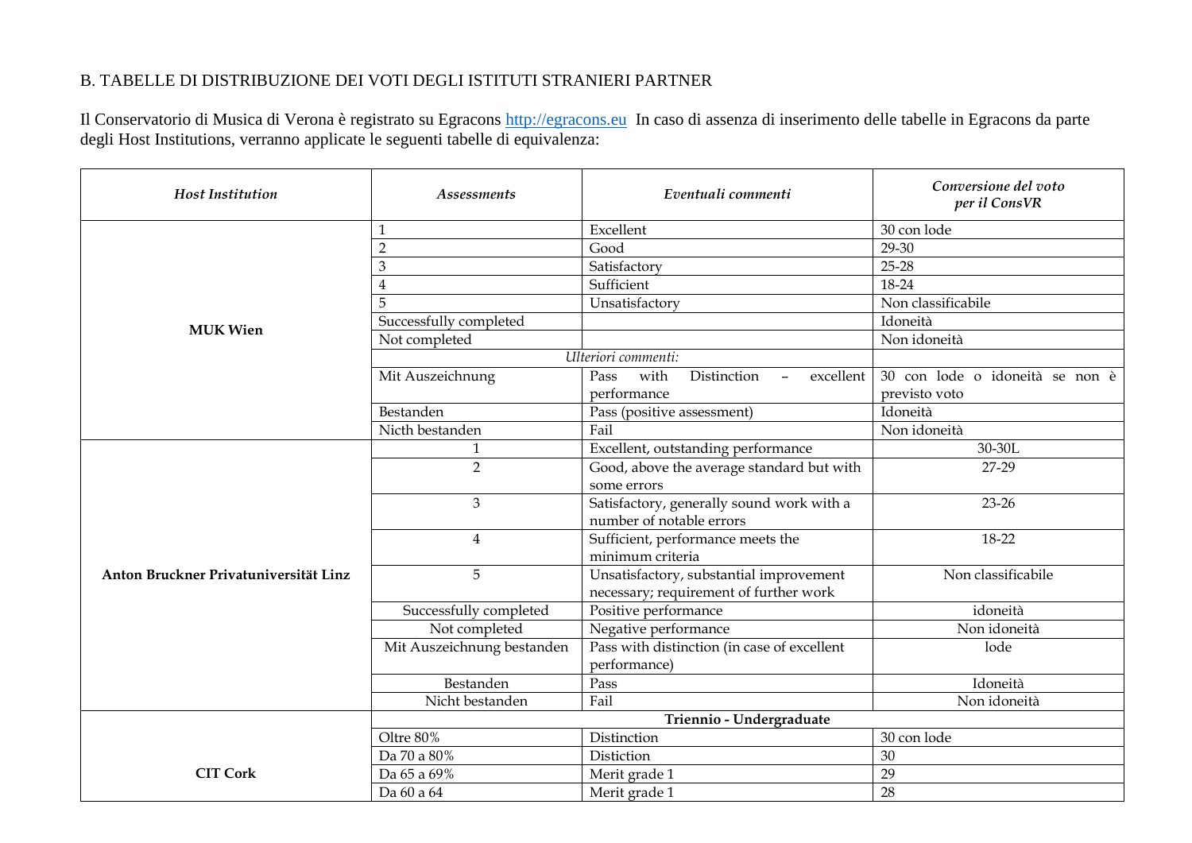B. TABELLE DI DISTRIBUZIONE DEI VOTI DEGLI ISTITUTI STRANIERI PARTNER

Il Conservatorio di Musica di Verona è registrato su Egracons http://egracons.eu  In caso di assenza di inserimento delle tabelle in Egracons da parte degli Host Institutions, verranno applicate le seguenti tabelle di equivalenza:

| *Host Institution* | *Assessments* | *Eventuali commenti* | *Conversione del voto per il ConsVR* |
|---|---|---|---|
| **MUK Wien** | 1 | Excellent | 30 con lode |
| | 2 | Good | 29-30 |
| | 3 | Satisfactory | 25-28 |
| | 4 | Sufficient | 18-24 |
| | 5 | Unsatisfactory | Non classificabile |
| | Successfully completed | | Idoneità |
| | Not completed | | Non idoneità |
| | *Ulteriori commenti:* | | |
| | Mit Auszeichnung | Pass with Distinction – excellent performance | 30 con lode o idoneità se non è previsto voto |
| | Bestanden | Pass (positive assessment) | Idoneità |
| | Nicth bestanden | Fail | Non idoneità |
| **Anton Bruckner Privatuniversität Linz** | 1 | Excellent, outstanding performance | 30-30L |
| | 2 | Good, above the average standard but with some errors | 27-29 |
| | 3 | Satisfactory, generally sound work with a number of notable errors | 23-26 |
| | 4 | Sufficient, performance meets the minimum criteria | 18-22 |
| | 5 | Unsatisfactory, substantial improvement necessary; requirement of further work | Non classificabile |
| | Successfully completed | Positive performance | idoneità |
| | Not completed | Negative performance | Non idoneità |
| | Mit Auszeichnung bestanden | Pass with distinction (in case of excellent performance) | lode |
| | Bestanden | Pass | Idoneità |
| | Nicht bestanden | Fail | Non idoneità |
| **CIT Cork** | **Triennio - Undergraduate** | | |
| | Oltre 80% | Distinction | 30 con lode |
| | Da 70 a 80% | Distiction | 30 |
| | Da 65 a 69% | Merit grade 1 | 29 |
| | Da 60 a 64 | Merit grade 1 | 28 |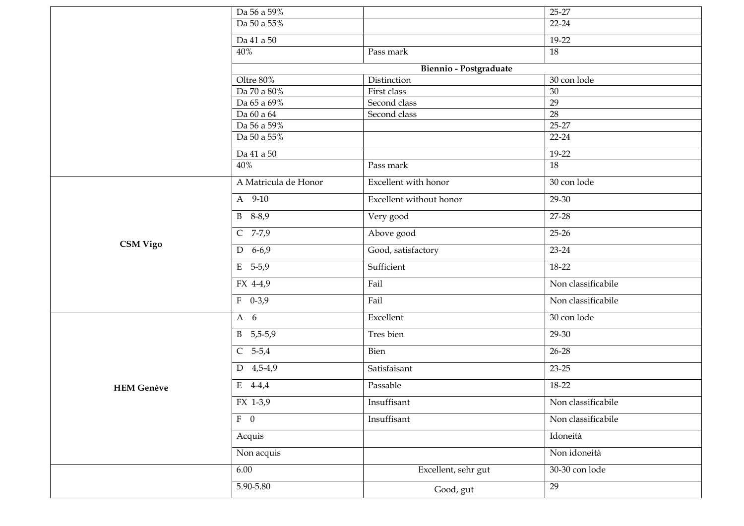| | | | |
|---|---|---|---|
| | Da 56 a 59% | | 25-27 |
| | Da 50 a 55% | | 22-24 |
| | Da 41 a 50 | | 19-22 |
| | 40% | Pass mark | 18 |
| | **Biennio - Postgraduate** | | |
| | Oltre 80% | Distinction | 30 con lode |
| | Da 70 a 80% | First class | 30 |
| | Da 65 a 69% | Second class | 29 |
| | Da 60 a 64 | Second class | 28 |
| | Da 56 a 59% | | 25-27 |
| | Da 50 a 55% | | 22-24 |
| | Da 41 a 50 | | 19-22 |
| | 40% | Pass mark | 18 |
| **CSM Vigo** | A Matricula de Honor | Excellent with honor | 30 con lode |
| | A 9-10 | Excellent without honor | 29-30 |
| | B 8-8,9 | Very good | 27-28 |
| | C 7-7,9 | Above good | 25-26 |
| | D 6-6,9 | Good, satisfactory | 23-24 |
| | E 5-5,9 | Sufficient | 18-22 |
| | FX 4-4,9 | Fail | Non classificabile |
| | F 0-3,9 | Fail | Non classificabile |
| **HEM Genève** | A 6 | Excellent | 30 con lode |
| | B 5,5-5,9 | Tres bien | 29-30 |
| | C 5-5,4 | Bien | 26-28 |
| | D 4,5-4,9 | Satisfaisant | 23-25 |
| | E 4-4,4 | Passable | 18-22 |
| | FX 1-3,9 | Insuffisant | Non classificabile |
| | F 0 | Insuffisant | Non classificabile |
| | Acquis | | Idoneità |
| | Non acquis | | Non idoneità |
| | 6.00 | Excellent, sehr gut | 30-30 con lode |
| | 5.90-5.80 | Good, gut | 29 |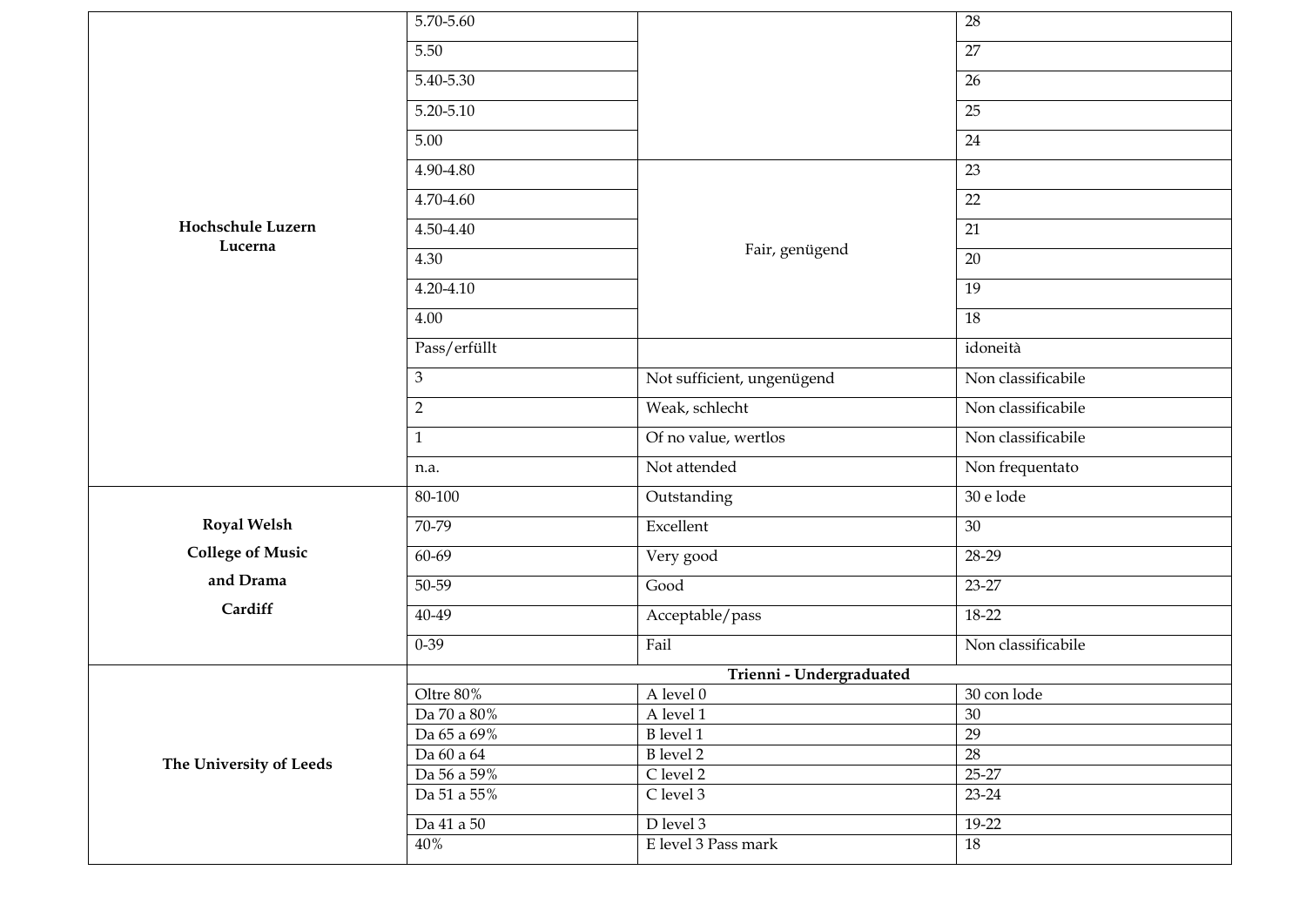| | | | |
|---|---|---|---|
| Hochschule Luzern Lucerna | 5.70-5.60 | | 28 |
| | 5.50 | | 27 |
| | 5.40-5.30 | | 26 |
| | 5.20-5.10 | | 25 |
| | 5.00 | | 24 |
| | 4.90-4.80 | Fair, genügend | 23 |
| | 4.70-4.60 | | 22 |
| | 4.50-4.40 | | 21 |
| | 4.30 | | 20 |
| | 4.20-4.10 | | 19 |
| | 4.00 | | 18 |
| | Pass/erfüllt | | idoneità |
| | 3 | Not sufficient, ungenügend | Non classificabile |
| | 2 | Weak, schlecht | Non classificabile |
| | 1 | Of no value, wertlos | Non classificabile |
| | n.a. | Not attended | Non frequentato |
| Royal Welsh College of Music and Drama Cardiff | 80-100 | Outstanding | 30 e lode |
| | 70-79 | Excellent | 30 |
| | 60-69 | Very good | 28-29 |
| | 50-59 | Good | 23-27 |
| | 40-49 | Acceptable/pass | 18-22 |
| | 0-39 | Fail | Non classificabile |
| The University of Leeds | **Trienni - Undergraduated** | | |
| | Oltre 80% | A level 0 | 30 con lode |
| | Da 70 a 80% | A level 1 | 30 |
| | Da 65 a 69% | B level 1 | 29 |
| | Da 60 a 64 | B level 2 | 28 |
| | Da 56 a 59% | C level 2 | 25-27 |
| | Da 51 a 55% | C level 3 | 23-24 |
| | Da 41 a 50 | D level 3 | 19-22 |
| | 40% | E level 3 Pass mark | 18 |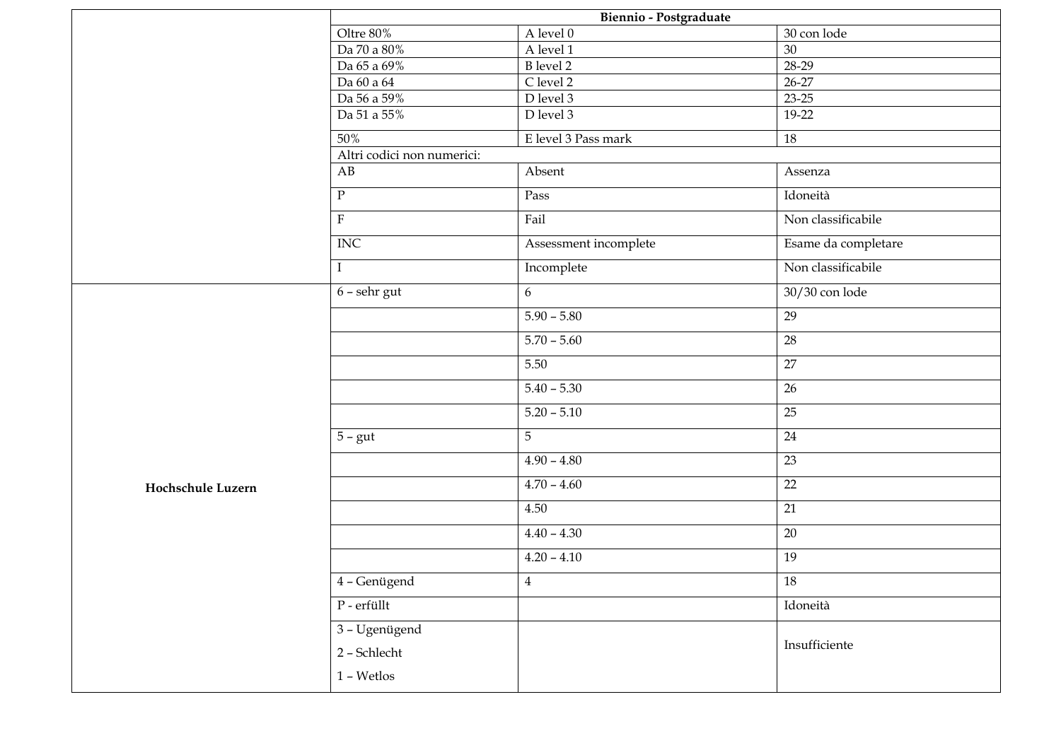| | | | |
|---|---|---|---|
| | **Biennio - Postgraduate** | | |
| | Oltre 80% | A level 0 | 30 con lode |
| | Da 70 a 80% | A level 1 | 30 |
| | Da 65 a 69% | B level 2 | 28-29 |
| | Da 60 a 64 | C level 2 | 26-27 |
| | Da 56 a 59% | D level 3 | 23-25 |
| | Da 51 a 55% | D level 3 | 19-22 |
| | 50% | E level 3 Pass mark | 18 |
| | Altri codici non numerici: | | |
| | AB | Absent | Assenza |
| | P | Pass | Idoneità |
| | F | Fail | Non classificabile |
| | INC | Assessment incomplete | Esame da completare |
| | I | Incomplete | Non classificabile |
| **Hochschule Luzern** | 6 – sehr gut | 6 | 30/30 con lode |
| | | 5.90 – 5.80 | 29 |
| | | 5.70 – 5.60 | 28 |
| | | 5.50 | 27 |
| | | 5.40 – 5.30 | 26 |
| | | 5.20 – 5.10 | 25 |
| | 5 – gut | 5 | 24 |
| | | 4.90 – 4.80 | 23 |
| | | 4.70 – 4.60 | 22 |
| | | 4.50 | 21 |
| | | 4.40 – 4.30 | 20 |
| | | 4.20 – 4.10 | 19 |
| | 4 – Genügend | 4 | 18 |
| | P - erfüllt | | Idoneità |
| | 3 – Ugenügend<br>2 – Schlecht<br>1 – Wetlos | | Insufficiente |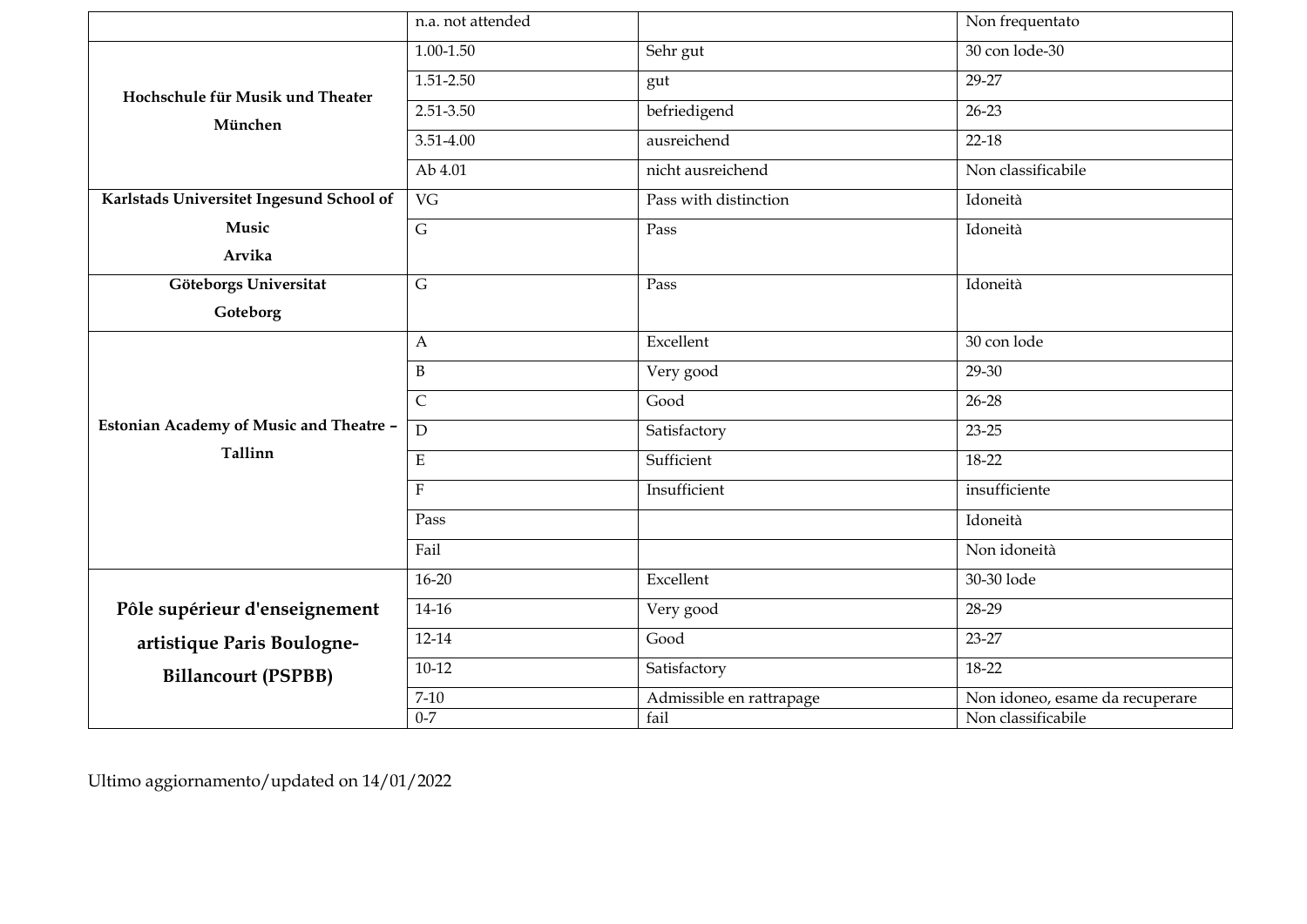| | | | |
|---|---|---|---|
| | n.a. not attended | | Non frequentato |
| **Hochschule für Musik und Theater München** | 1.00-1.50 | Sehr gut | 30 con lode-30 |
| | 1.51-2.50 | gut | 29-27 |
| | 2.51-3.50 | befriedigend | 26-23 |
| | 3.51-4.00 | ausreichend | 22-18 |
| | Ab 4.01 | nicht ausreichend | Non classificabile |
| **Karlstads Universitet Ingesund School of Music Arvika** | VG | Pass with distinction | Idoneità |
| | G | Pass | Idoneità |
| **Göteborgs Universitat Goteborg** | G | Pass | Idoneità |
| **Estonian Academy of Music and Theatre – Tallinn** | A | Excellent | 30 con lode |
| | B | Very good | 29-30 |
| | C | Good | 26-28 |
| | D | Satisfactory | 23-25 |
| | E | Sufficient | 18-22 |
| | F | Insufficient | insufficiente |
| | Pass | | Idoneità |
| | Fail | | Non idoneità |
| **Pôle supérieur d'enseignement artistique Paris Boulogne-Billancourt (PSPBB)** | 16-20 | Excellent | 30-30 lode |
| | 14-16 | Very good | 28-29 |
| | 12-14 | Good | 23-27 |
| | 10-12 | Satisfactory | 18-22 |
| | 7-10 | Admissible en rattrapage | Non idoneo, esame da recuperare |
| | 0-7 | fail | Non classificabile |

Ultimo aggiornamento/updated on 14/01/2022